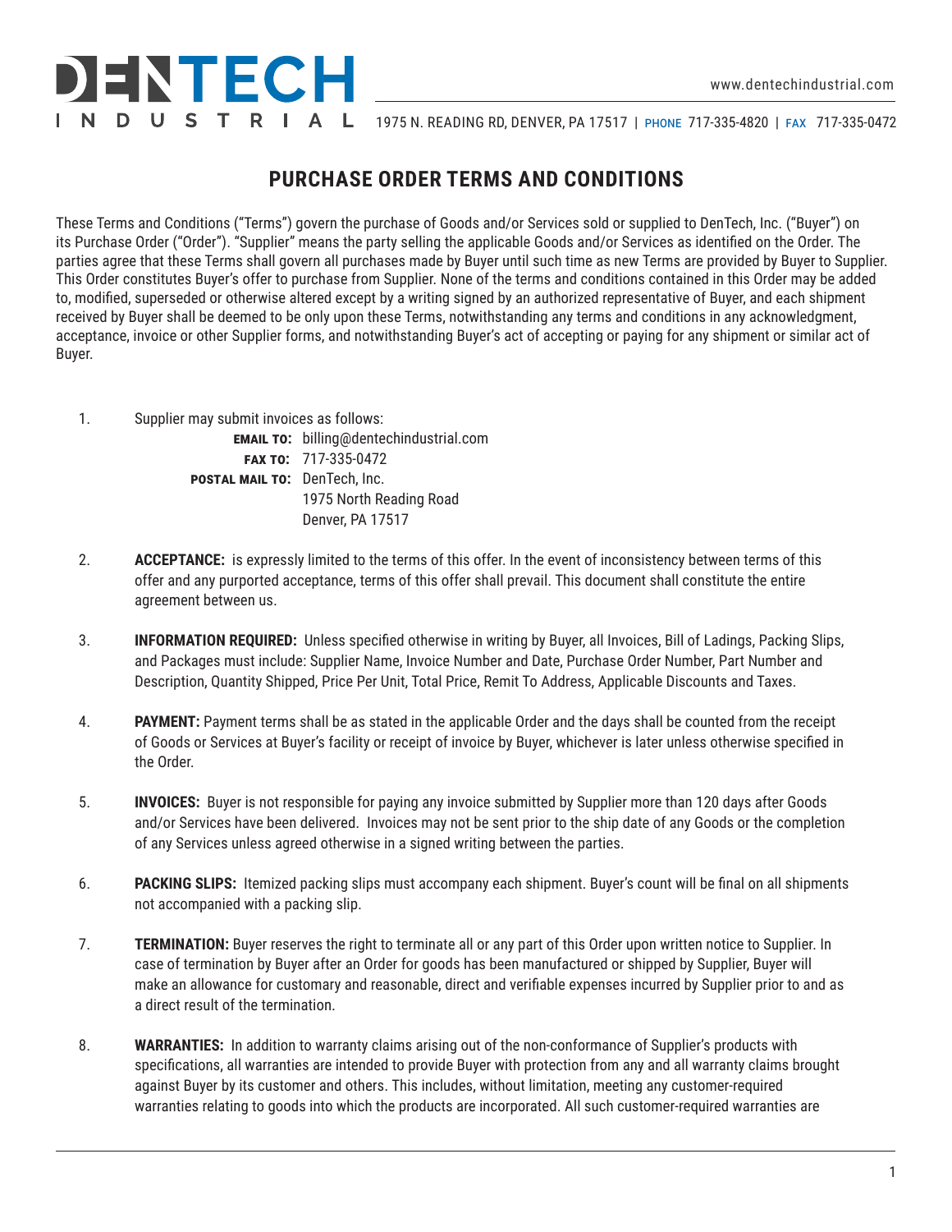# DENTECH INDUSTRIAL

www.dentechindustrial.com

1975 N. READING RD, DENVER, PA 17517 | PHONE 717-335-4820 | FAX 717-335-0472

## PURCHASE ORDER TERMS AND CONDITIONS

These Terms and Conditions ("Terms") govern the purchase of Goods and/or Services sold or supplied to DenTech, Inc. ("Buyer") on its Purchase Order ("Order"). "Supplier" means the party selling the applicable Goods and/or Services as identified on the Order. The parties agree that these Terms shall govern all purchases made by Buyer until such time as new Terms are provided by Buyer to Supplier. This Order constitutes Buyer's offer to purchase from Supplier. None of the terms and conditions contained in this Order may be added to, modified, superseded or otherwise altered except by a writing signed by an authorized representative of Buyer, and each shipment received by Buyer shall be deemed to be only upon these Terms, notwithstanding any terms and conditions in any acknowledgment, acceptance, invoice or other Supplier forms, and notwithstanding Buyer's act of accepting or paying for any shipment or similar act of Buyer.

1. Supplier may submit invoices as follows:

   **EMAIL TO:** billing@dentechindustrial.com
   **FAX TO:** 717-335-0472
   **POSTAL MAIL TO:** DenTech, Inc.
   1975 North Reading Road
   Denver, PA 17517

2. **ACCEPTANCE:** is expressly limited to the terms of this offer. In the event of inconsistency between terms of this offer and any purported acceptance, terms of this offer shall prevail. This document shall constitute the entire agreement between us.

3. **INFORMATION REQUIRED:** Unless specified otherwise in writing by Buyer, all Invoices, Bill of Ladings, Packing Slips, and Packages must include: Supplier Name, Invoice Number and Date, Purchase Order Number, Part Number and Description, Quantity Shipped, Price Per Unit, Total Price, Remit To Address, Applicable Discounts and Taxes.

4. **PAYMENT:** Payment terms shall be as stated in the applicable Order and the days shall be counted from the receipt of Goods or Services at Buyer's facility or receipt of invoice by Buyer, whichever is later unless otherwise specified in the Order.

5. **INVOICES:** Buyer is not responsible for paying any invoice submitted by Supplier more than 120 days after Goods and/or Services have been delivered. Invoices may not be sent prior to the ship date of any Goods or the completion of any Services unless agreed otherwise in a signed writing between the parties.

6. **PACKING SLIPS:** Itemized packing slips must accompany each shipment. Buyer's count will be final on all shipments not accompanied with a packing slip.

7. **TERMINATION:** Buyer reserves the right to terminate all or any part of this Order upon written notice to Supplier. In case of termination by Buyer after an Order for goods has been manufactured or shipped by Supplier, Buyer will make an allowance for customary and reasonable, direct and verifiable expenses incurred by Supplier prior to and as a direct result of the termination.

8. **WARRANTIES:** In addition to warranty claims arising out of the non-conformance of Supplier's products with specifications, all warranties are intended to provide Buyer with protection from any and all warranty claims brought against Buyer by its customer and others. This includes, without limitation, meeting any customer-required warranties relating to goods into which the products are incorporated. All such customer-required warranties are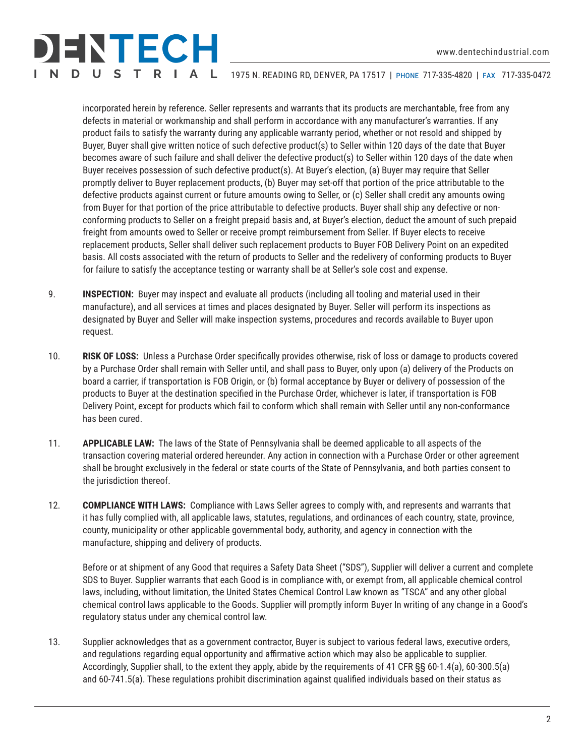incorporated herein by reference. Seller represents and warrants that its products are merchantable, free from any defects in material or workmanship and shall perform in accordance with any manufacturer's warranties. If any product fails to satisfy the warranty during any applicable warranty period, whether or not resold and shipped by Buyer, Buyer shall give written notice of such defective product(s) to Seller within 120 days of the date that Buyer becomes aware of such failure and shall deliver the defective product(s) to Seller within 120 days of the date when Buyer receives possession of such defective product(s). At Buyer's election, (a) Buyer may require that Seller promptly deliver to Buyer replacement products, (b) Buyer may set-off that portion of the price attributable to the defective products against current or future amounts owing to Seller, or (c) Seller shall credit any amounts owing from Buyer for that portion of the price attributable to defective products. Buyer shall ship any defective or non-conforming products to Seller on a freight prepaid basis and, at Buyer's election, deduct the amount of such prepaid freight from amounts owed to Seller or receive prompt reimbursement from Seller. If Buyer elects to receive replacement products, Seller shall deliver such replacement products to Buyer FOB Delivery Point on an expedited basis. All costs associated with the return of products to Seller and the redelivery of conforming products to Buyer for failure to satisfy the acceptance testing or warranty shall be at Seller's sole cost and expense.

9. **INSPECTION:** Buyer may inspect and evaluate all products (including all tooling and material used in their manufacture), and all services at times and places designated by Buyer. Seller will perform its inspections as designated by Buyer and Seller will make inspection systems, procedures and records available to Buyer upon request.

10. **RISK OF LOSS:** Unless a Purchase Order specifically provides otherwise, risk of loss or damage to products covered by a Purchase Order shall remain with Seller until, and shall pass to Buyer, only upon (a) delivery of the Products on board a carrier, if transportation is FOB Origin, or (b) formal acceptance by Buyer or delivery of possession of the products to Buyer at the destination specified in the Purchase Order, whichever is later, if transportation is FOB Delivery Point, except for products which fail to conform which shall remain with Seller until any non-conformance has been cured.

11. **APPLICABLE LAW:** The laws of the State of Pennsylvania shall be deemed applicable to all aspects of the transaction covering material ordered hereunder. Any action in connection with a Purchase Order or other agreement shall be brought exclusively in the federal or state courts of the State of Pennsylvania, and both parties consent to the jurisdiction thereof.

12. **COMPLIANCE WITH LAWS:** Compliance with Laws Seller agrees to comply with, and represents and warrants that it has fully complied with, all applicable laws, statutes, regulations, and ordinances of each country, state, province, county, municipality or other applicable governmental body, authority, and agency in connection with the manufacture, shipping and delivery of products.

    Before or at shipment of any Good that requires a Safety Data Sheet ("SDS"), Supplier will deliver a current and complete SDS to Buyer. Supplier warrants that each Good is in compliance with, or exempt from, all applicable chemical control laws, including, without limitation, the United States Chemical Control Law known as "TSCA" and any other global chemical control laws applicable to the Goods. Supplier will promptly inform Buyer In writing of any change in a Good's regulatory status under any chemical control law.

13. Supplier acknowledges that as a government contractor, Buyer is subject to various federal laws, executive orders, and regulations regarding equal opportunity and affirmative action which may also be applicable to supplier. Accordingly, Supplier shall, to the extent they apply, abide by the requirements of 41 CFR §§ 60-1.4(a), 60-300.5(a) and 60-741.5(a). These regulations prohibit discrimination against qualified individuals based on their status as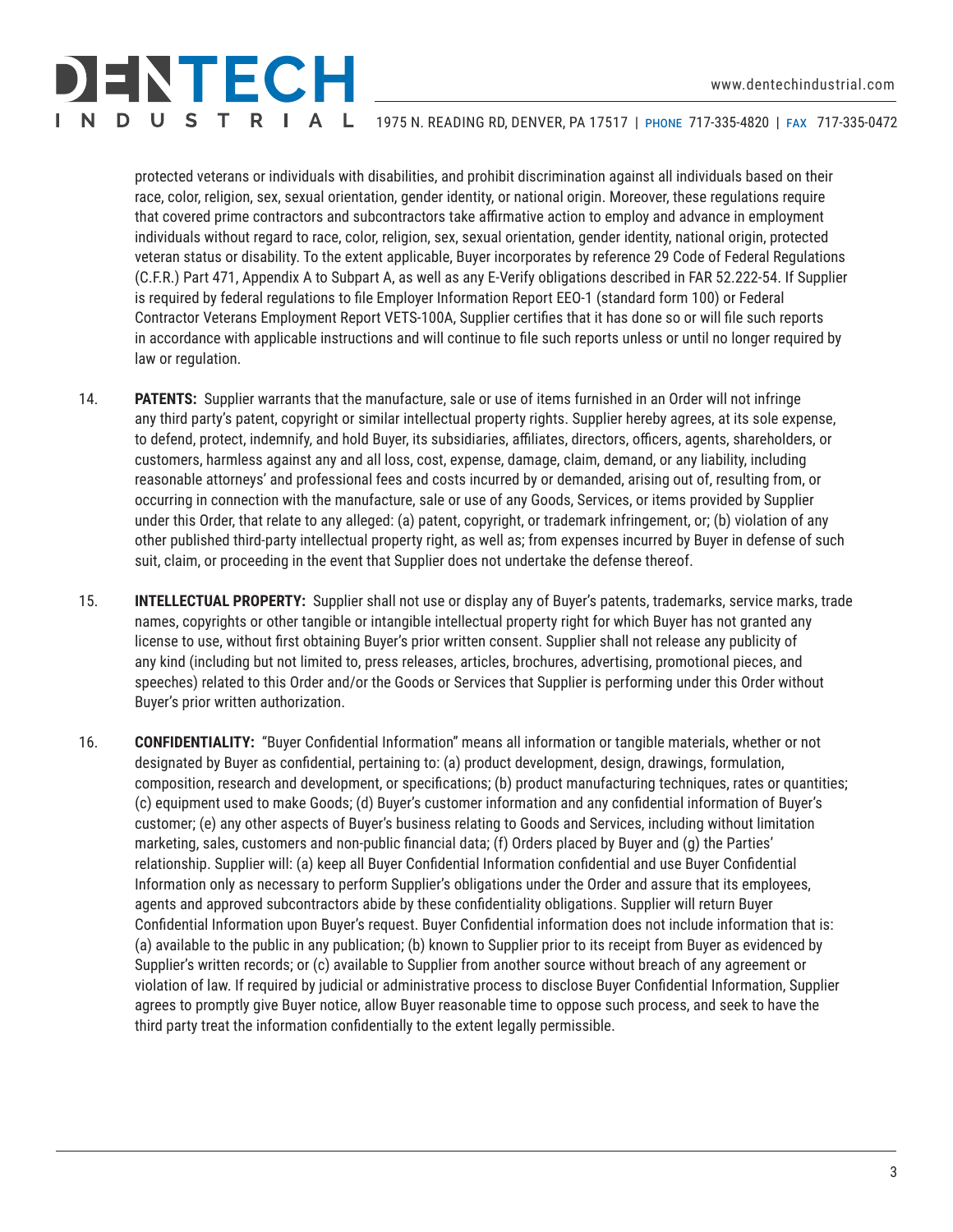protected veterans or individuals with disabilities, and prohibit discrimination against all individuals based on their race, color, religion, sex, sexual orientation, gender identity, or national origin. Moreover, these regulations require that covered prime contractors and subcontractors take affirmative action to employ and advance in employment individuals without regard to race, color, religion, sex, sexual orientation, gender identity, national origin, protected veteran status or disability. To the extent applicable, Buyer incorporates by reference 29 Code of Federal Regulations (C.F.R.) Part 471, Appendix A to Subpart A, as well as any E-Verify obligations described in FAR 52.222-54. If Supplier is required by federal regulations to file Employer Information Report EEO-1 (standard form 100) or Federal Contractor Veterans Employment Report VETS-100A, Supplier certifies that it has done so or will file such reports in accordance with applicable instructions and will continue to file such reports unless or until no longer required by law or regulation.

14. **PATENTS:** Supplier warrants that the manufacture, sale or use of items furnished in an Order will not infringe any third party's patent, copyright or similar intellectual property rights. Supplier hereby agrees, at its sole expense, to defend, protect, indemnify, and hold Buyer, its subsidiaries, affiliates, directors, officers, agents, shareholders, or customers, harmless against any and all loss, cost, expense, damage, claim, demand, or any liability, including reasonable attorneys' and professional fees and costs incurred by or demanded, arising out of, resulting from, or occurring in connection with the manufacture, sale or use of any Goods, Services, or items provided by Supplier under this Order, that relate to any alleged: (a) patent, copyright, or trademark infringement, or; (b) violation of any other published third-party intellectual property right, as well as; from expenses incurred by Buyer in defense of such suit, claim, or proceeding in the event that Supplier does not undertake the defense thereof.

15. **INTELLECTUAL PROPERTY:** Supplier shall not use or display any of Buyer's patents, trademarks, service marks, trade names, copyrights or other tangible or intangible intellectual property right for which Buyer has not granted any license to use, without first obtaining Buyer's prior written consent. Supplier shall not release any publicity of any kind (including but not limited to, press releases, articles, brochures, advertising, promotional pieces, and speeches) related to this Order and/or the Goods or Services that Supplier is performing under this Order without Buyer's prior written authorization.

16. **CONFIDENTIALITY:** "Buyer Confidential Information" means all information or tangible materials, whether or not designated by Buyer as confidential, pertaining to: (a) product development, design, drawings, formulation, composition, research and development, or specifications; (b) product manufacturing techniques, rates or quantities; (c) equipment used to make Goods; (d) Buyer's customer information and any confidential information of Buyer's customer; (e) any other aspects of Buyer's business relating to Goods and Services, including without limitation marketing, sales, customers and non-public financial data; (f) Orders placed by Buyer and (g) the Parties' relationship. Supplier will: (a) keep all Buyer Confidential Information confidential and use Buyer Confidential Information only as necessary to perform Supplier's obligations under the Order and assure that its employees, agents and approved subcontractors abide by these confidentiality obligations. Supplier will return Buyer Confidential Information upon Buyer's request. Buyer Confidential information does not include information that is: (a) available to the public in any publication; (b) known to Supplier prior to its receipt from Buyer as evidenced by Supplier's written records; or (c) available to Supplier from another source without breach of any agreement or violation of law. If required by judicial or administrative process to disclose Buyer Confidential Information, Supplier agrees to promptly give Buyer notice, allow Buyer reasonable time to oppose such process, and seek to have the third party treat the information confidentially to the extent legally permissible.